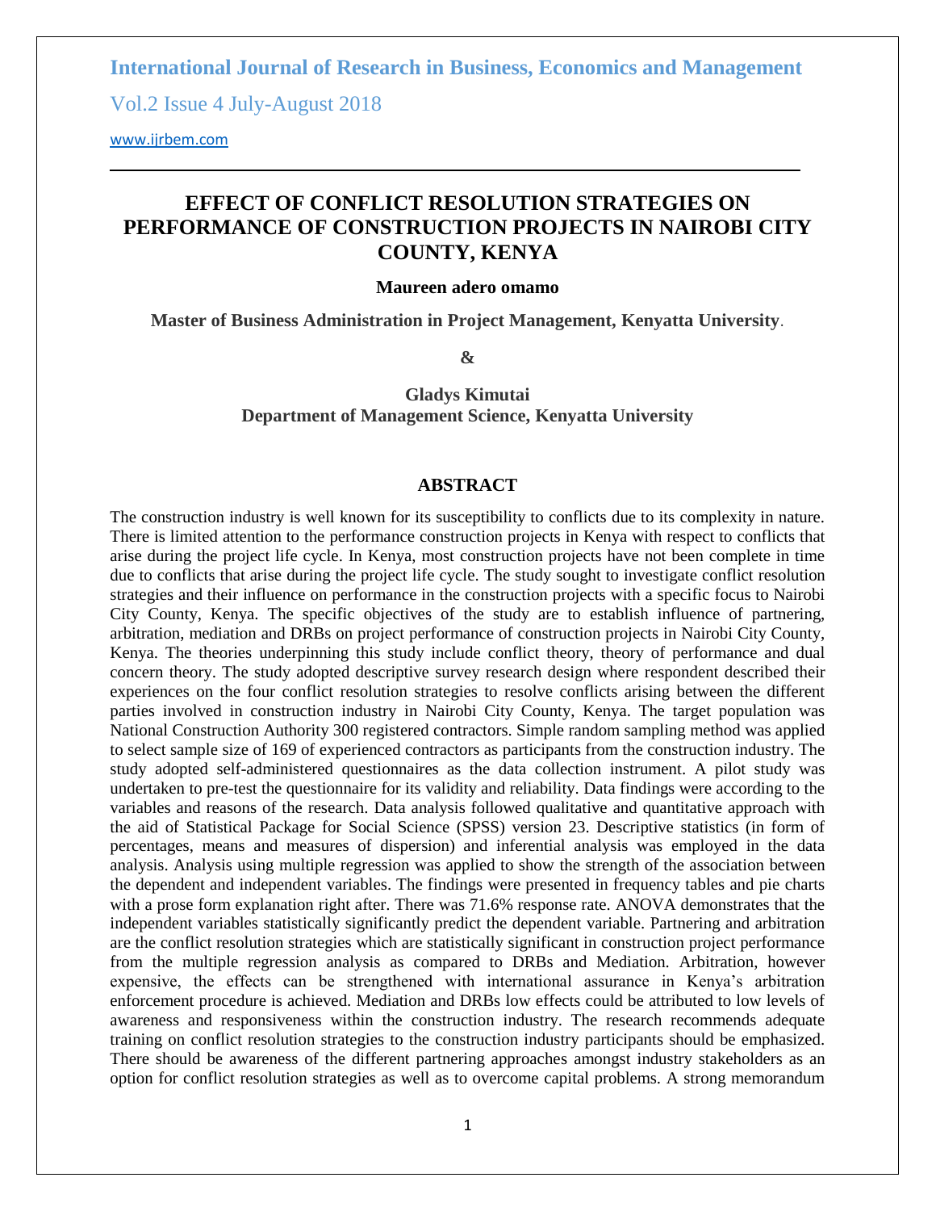# EFFECT OF CONFLICT RESOLUTION STRATEGIES ON PERFORMANCE OF CONSTRUCTION PROJECTS IN NAIROBI CITY COUNTY, KENYA

**Maureen adero omamo**

**Master of Business Administration in Project Management, Kenyatta University**.

**&**

**Gladys Kimutai**
**Department of Management Science, Kenyatta University**

## ABSTRACT

The construction industry is well known for its susceptibility to conflicts due to its complexity in nature. There is limited attention to the performance construction projects in Kenya with respect to conflicts that arise during the project life cycle. In Kenya, most construction projects have not been complete in time due to conflicts that arise during the project life cycle. The study sought to investigate conflict resolution strategies and their influence on performance in the construction projects with a specific focus to Nairobi City County, Kenya. The specific objectives of the study are to establish influence of partnering, arbitration, mediation and DRBs on project performance of construction projects in Nairobi City County, Kenya. The theories underpinning this study include conflict theory, theory of performance and dual concern theory. The study adopted descriptive survey research design where respondent described their experiences on the four conflict resolution strategies to resolve conflicts arising between the different parties involved in construction industry in Nairobi City County, Kenya. The target population was National Construction Authority 300 registered contractors. Simple random sampling method was applied to select sample size of 169 of experienced contractors as participants from the construction industry. The study adopted self-administered questionnaires as the data collection instrument. A pilot study was undertaken to pre-test the questionnaire for its validity and reliability. Data findings were according to the variables and reasons of the research. Data analysis followed qualitative and quantitative approach with the aid of Statistical Package for Social Science (SPSS) version 23. Descriptive statistics (in form of percentages, means and measures of dispersion) and inferential analysis was employed in the data analysis. Analysis using multiple regression was applied to show the strength of the association between the dependent and independent variables. The findings were presented in frequency tables and pie charts with a prose form explanation right after. There was 71.6% response rate. ANOVA demonstrates that the independent variables statistically significantly predict the dependent variable. Partnering and arbitration are the conflict resolution strategies which are statistically significant in construction project performance from the multiple regression analysis as compared to DRBs and Mediation. Arbitration, however expensive, the effects can be strengthened with international assurance in Kenya's arbitration enforcement procedure is achieved. Mediation and DRBs low effects could be attributed to low levels of awareness and responsiveness within the construction industry. The research recommends adequate training on conflict resolution strategies to the construction industry participants should be emphasized. There should be awareness of the different partnering approaches amongst industry stakeholders as an option for conflict resolution strategies as well as to overcome capital problems. A strong memorandum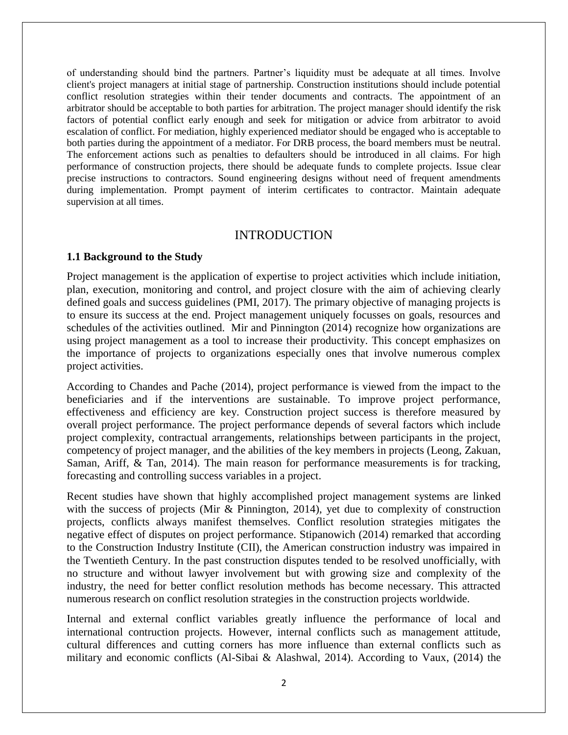of understanding should bind the partners. Partner's liquidity must be adequate at all times. Involve client's project managers at initial stage of partnership. Construction institutions should include potential conflict resolution strategies within their tender documents and contracts. The appointment of an arbitrator should be acceptable to both parties for arbitration. The project manager should identify the risk factors of potential conflict early enough and seek for mitigation or advice from arbitrator to avoid escalation of conflict. For mediation, highly experienced mediator should be engaged who is acceptable to both parties during the appointment of a mediator. For DRB process, the board members must be neutral. The enforcement actions such as penalties to defaulters should be introduced in all claims. For high performance of construction projects, there should be adequate funds to complete projects. Issue clear precise instructions to contractors. Sound engineering designs without need of frequent amendments during implementation. Prompt payment of interim certificates to contractor. Maintain adequate supervision at all times.

# INTRODUCTION

## 1.1 Background to the Study

Project management is the application of expertise to project activities which include initiation, plan, execution, monitoring and control, and project closure with the aim of achieving clearly defined goals and success guidelines (PMI, 2017). The primary objective of managing projects is to ensure its success at the end. Project management uniquely focusses on goals, resources and schedules of the activities outlined. Mir and Pinnington (2014) recognize how organizations are using project management as a tool to increase their productivity. This concept emphasizes on the importance of projects to organizations especially ones that involve numerous complex project activities.

According to Chandes and Pache (2014), project performance is viewed from the impact to the beneficiaries and if the interventions are sustainable. To improve project performance, effectiveness and efficiency are key. Construction project success is therefore measured by overall project performance. The project performance depends of several factors which include project complexity, contractual arrangements, relationships between participants in the project, competency of project manager, and the abilities of the key members in projects (Leong, Zakuan, Saman, Ariff, & Tan, 2014). The main reason for performance measurements is for tracking, forecasting and controlling success variables in a project.

Recent studies have shown that highly accomplished project management systems are linked with the success of projects (Mir & Pinnington, 2014), yet due to complexity of construction projects, conflicts always manifest themselves. Conflict resolution strategies mitigates the negative effect of disputes on project performance. Stipanowich (2014) remarked that according to the Construction Industry Institute (CII), the American construction industry was impaired in the Twentieth Century. In the past construction disputes tended to be resolved unofficially, with no structure and without lawyer involvement but with growing size and complexity of the industry, the need for better conflict resolution methods has become necessary. This attracted numerous research on conflict resolution strategies in the construction projects worldwide.

Internal and external conflict variables greatly influence the performance of local and international contruction projects. However, internal conflicts such as management attitude, cultural differences and cutting corners has more influence than external conflicts such as military and economic conflicts (Al-Sibai & Alashwal, 2014). According to Vaux, (2014) the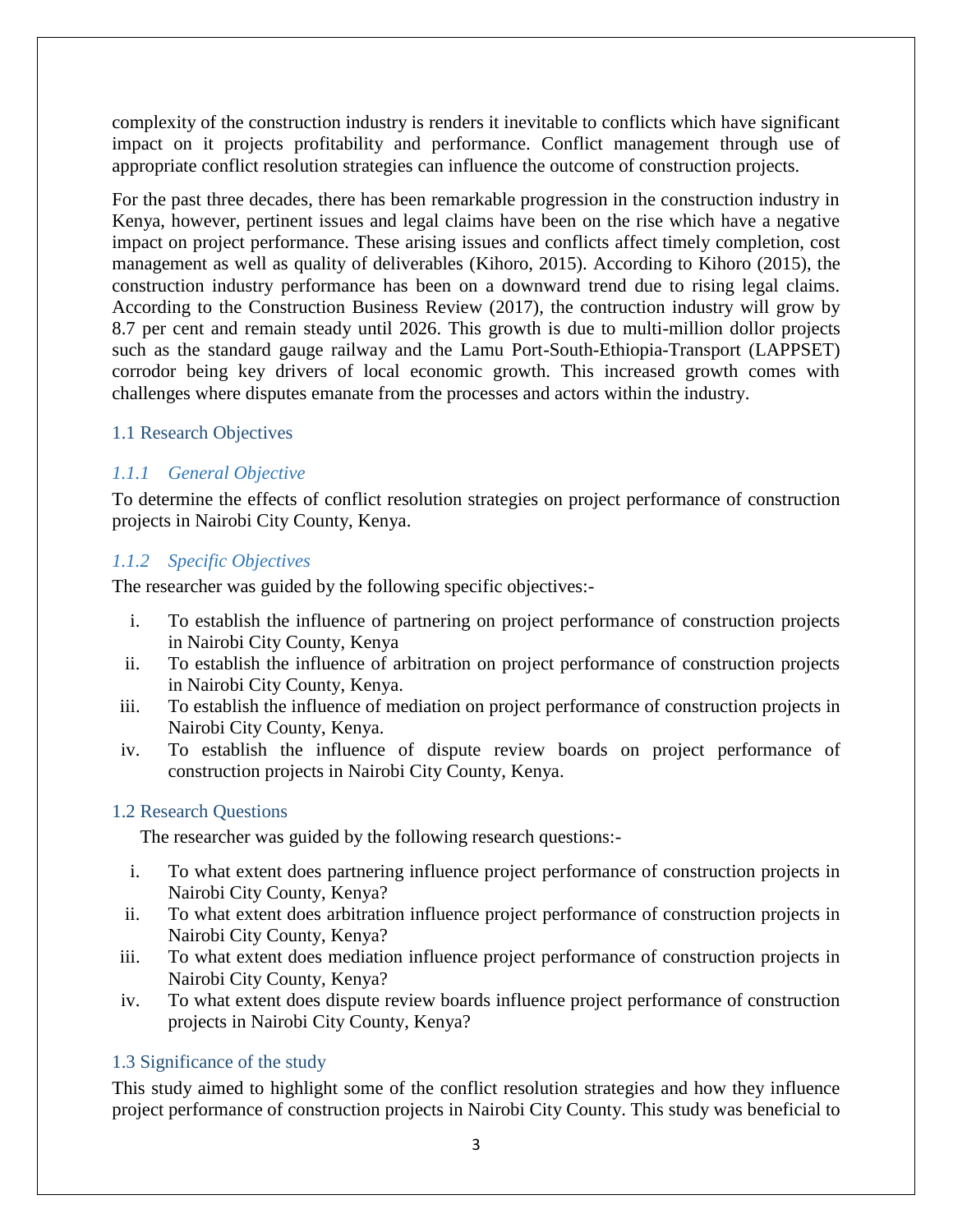complexity of the construction industry is renders it inevitable to conflicts which have significant impact on it projects profitability and performance. Conflict management through use of appropriate conflict resolution strategies can influence the outcome of construction projects.

For the past three decades, there has been remarkable progression in the construction industry in Kenya, however, pertinent issues and legal claims have been on the rise which have a negative impact on project performance. These arising issues and conflicts affect timely completion, cost management as well as quality of deliverables (Kihoro, 2015). According to Kihoro (2015), the construction industry performance has been on a downward trend due to rising legal claims. According to the Construction Business Review (2017), the contruction industry will grow by 8.7 per cent and remain steady until 2026. This growth is due to multi-million dollor projects such as the standard gauge railway and the Lamu Port-South-Ethiopia-Transport (LAPPSET) corrodor being key drivers of local economic growth. This increased growth comes with challenges where disputes emanate from the processes and actors within the industry.

## 1.1 Research Objectives

### *1.1.1 General Objective*

To determine the effects of conflict resolution strategies on project performance of construction projects in Nairobi City County, Kenya.

### *1.1.2 Specific Objectives*

The researcher was guided by the following specific objectives:-

i. To establish the influence of partnering on project performance of construction projects in Nairobi City County, Kenya
ii. To establish the influence of arbitration on project performance of construction projects in Nairobi City County, Kenya.
iii. To establish the influence of mediation on project performance of construction projects in Nairobi City County, Kenya.
iv. To establish the influence of dispute review boards on project performance of construction projects in Nairobi City County, Kenya.

## 1.2 Research Questions

The researcher was guided by the following research questions:-

i. To what extent does partnering influence project performance of construction projects in Nairobi City County, Kenya?
ii. To what extent does arbitration influence project performance of construction projects in Nairobi City County, Kenya?
iii. To what extent does mediation influence project performance of construction projects in Nairobi City County, Kenya?
iv. To what extent does dispute review boards influence project performance of construction projects in Nairobi City County, Kenya?

## 1.3 Significance of the study

This study aimed to highlight some of the conflict resolution strategies and how they influence project performance of construction projects in Nairobi City County. This study was beneficial to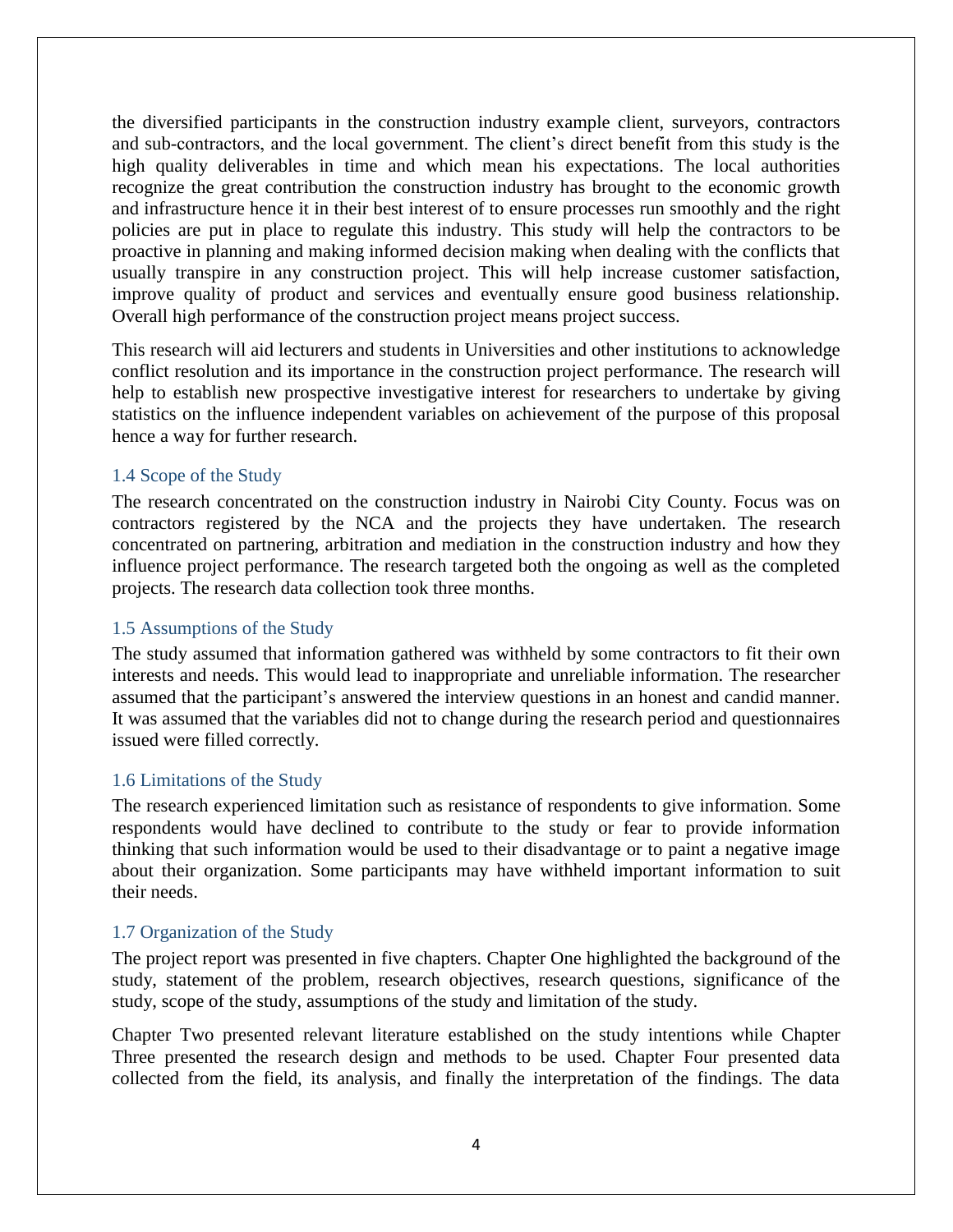the diversified participants in the construction industry example client, surveyors, contractors and sub-contractors, and the local government. The client's direct benefit from this study is the high quality deliverables in time and which mean his expectations. The local authorities recognize the great contribution the construction industry has brought to the economic growth and infrastructure hence it in their best interest of to ensure processes run smoothly and the right policies are put in place to regulate this industry. This study will help the contractors to be proactive in planning and making informed decision making when dealing with the conflicts that usually transpire in any construction project. This will help increase customer satisfaction, improve quality of product and services and eventually ensure good business relationship. Overall high performance of the construction project means project success.

This research will aid lecturers and students in Universities and other institutions to acknowledge conflict resolution and its importance in the construction project performance. The research will help to establish new prospective investigative interest for researchers to undertake by giving statistics on the influence independent variables on achievement of the purpose of this proposal hence a way for further research.

### 1.4 Scope of the Study

The research concentrated on the construction industry in Nairobi City County. Focus was on contractors registered by the NCA and the projects they have undertaken. The research concentrated on partnering, arbitration and mediation in the construction industry and how they influence project performance. The research targeted both the ongoing as well as the completed projects. The research data collection took three months.

### 1.5 Assumptions of the Study

The study assumed that information gathered was withheld by some contractors to fit their own interests and needs. This would lead to inappropriate and unreliable information. The researcher assumed that the participant's answered the interview questions in an honest and candid manner. It was assumed that the variables did not to change during the research period and questionnaires issued were filled correctly.

### 1.6 Limitations of the Study

The research experienced limitation such as resistance of respondents to give information. Some respondents would have declined to contribute to the study or fear to provide information thinking that such information would be used to their disadvantage or to paint a negative image about their organization. Some participants may have withheld important information to suit their needs.

### 1.7 Organization of the Study

The project report was presented in five chapters. Chapter One highlighted the background of the study, statement of the problem, research objectives, research questions, significance of the study, scope of the study, assumptions of the study and limitation of the study.

Chapter Two presented relevant literature established on the study intentions while Chapter Three presented the research design and methods to be used. Chapter Four presented data collected from the field, its analysis, and finally the interpretation of the findings. The data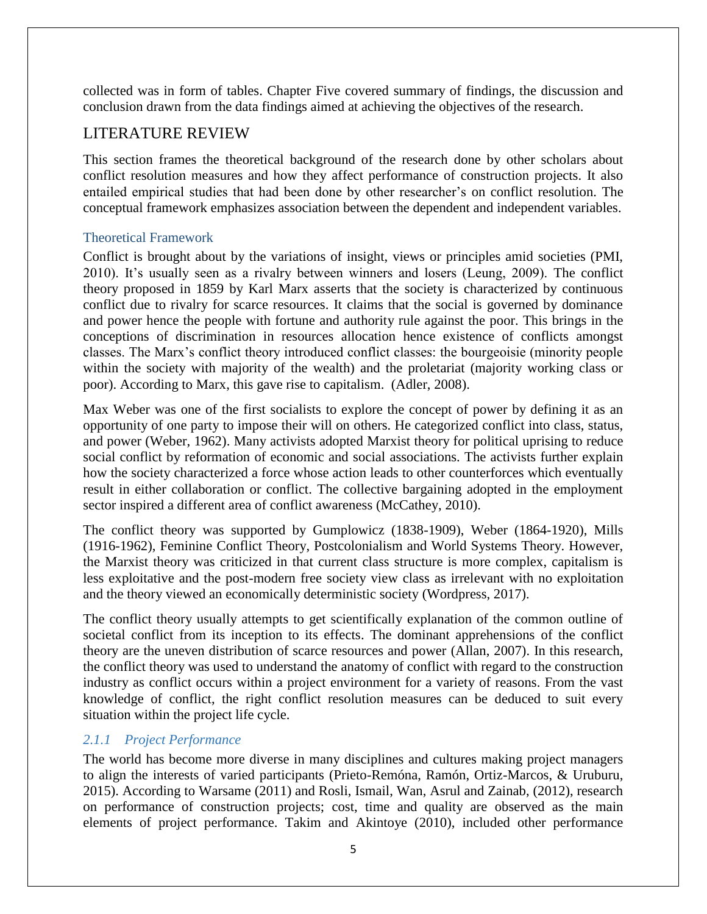collected was in form of tables. Chapter Five covered summary of findings, the discussion and conclusion drawn from the data findings aimed at achieving the objectives of the research.

# LITERATURE REVIEW

This section frames the theoretical background of the research done by other scholars about conflict resolution measures and how they affect performance of construction projects. It also entailed empirical studies that had been done by other researcher's on conflict resolution. The conceptual framework emphasizes association between the dependent and independent variables.

## Theoretical Framework

Conflict is brought about by the variations of insight, views or principles amid societies (PMI, 2010). It's usually seen as a rivalry between winners and losers (Leung, 2009). The conflict theory proposed in 1859 by Karl Marx asserts that the society is characterized by continuous conflict due to rivalry for scarce resources. It claims that the social is governed by dominance and power hence the people with fortune and authority rule against the poor. This brings in the conceptions of discrimination in resources allocation hence existence of conflicts amongst classes. The Marx's conflict theory introduced conflict classes: the bourgeoisie (minority people within the society with majority of the wealth) and the proletariat (majority working class or poor). According to Marx, this gave rise to capitalism. (Adler, 2008).

Max Weber was one of the first socialists to explore the concept of power by defining it as an opportunity of one party to impose their will on others. He categorized conflict into class, status, and power (Weber, 1962). Many activists adopted Marxist theory for political uprising to reduce social conflict by reformation of economic and social associations. The activists further explain how the society characterized a force whose action leads to other counterforces which eventually result in either collaboration or conflict. The collective bargaining adopted in the employment sector inspired a different area of conflict awareness (McCathey, 2010).

The conflict theory was supported by Gumplowicz (1838-1909), Weber (1864-1920), Mills (1916-1962), Feminine Conflict Theory, Postcolonialism and World Systems Theory. However, the Marxist theory was criticized in that current class structure is more complex, capitalism is less exploitative and the post-modern free society view class as irrelevant with no exploitation and the theory viewed an economically deterministic society (Wordpress, 2017).

The conflict theory usually attempts to get scientifically explanation of the common outline of societal conflict from its inception to its effects. The dominant apprehensions of the conflict theory are the uneven distribution of scarce resources and power (Allan, 2007). In this research, the conflict theory was used to understand the anatomy of conflict with regard to the construction industry as conflict occurs within a project environment for a variety of reasons. From the vast knowledge of conflict, the right conflict resolution measures can be deduced to suit every situation within the project life cycle.

### *2.1.1 Project Performance*

The world has become more diverse in many disciplines and cultures making project managers to align the interests of varied participants (Prieto-Remóna, Ramón, Ortiz-Marcos, & Uruburu, 2015). According to Warsame (2011) and Rosli, Ismail, Wan, Asrul and Zainab, (2012), research on performance of construction projects; cost, time and quality are observed as the main elements of project performance. Takim and Akintoye (2010), included other performance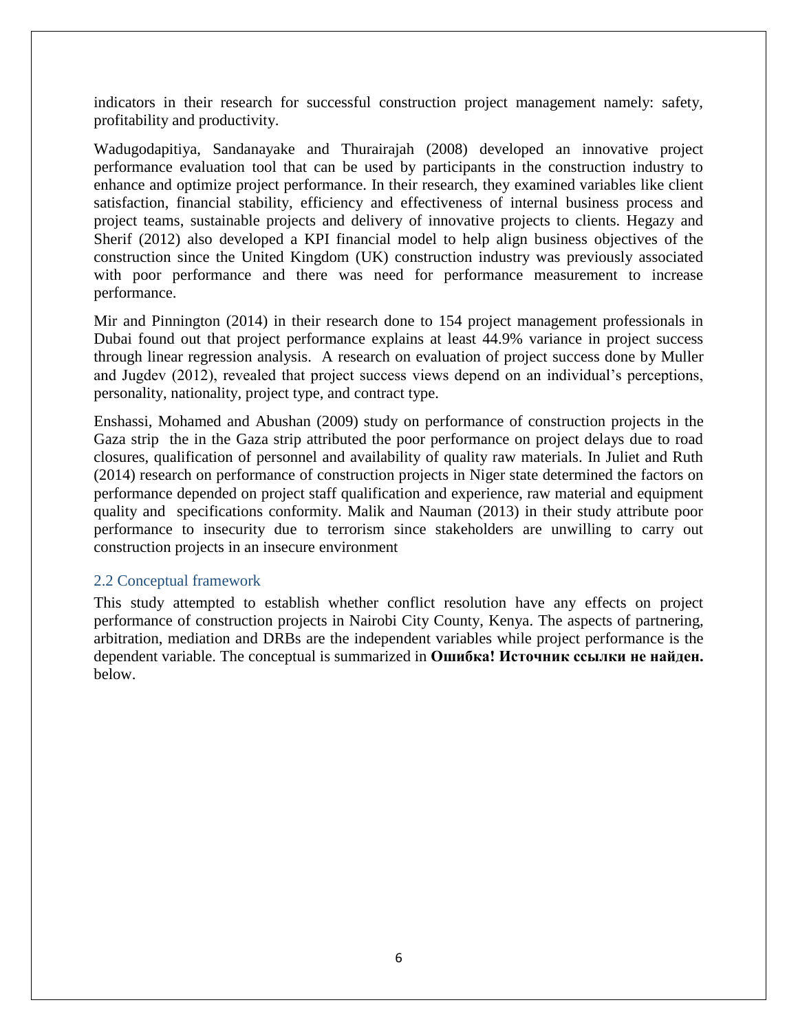indicators in their research for successful construction project management namely: safety, profitability and productivity.

Wadugodapitiya, Sandanayake and Thurairajah (2008) developed an innovative project performance evaluation tool that can be used by participants in the construction industry to enhance and optimize project performance. In their research, they examined variables like client satisfaction, financial stability, efficiency and effectiveness of internal business process and project teams, sustainable projects and delivery of innovative projects to clients. Hegazy and Sherif (2012) also developed a KPI financial model to help align business objectives of the construction since the United Kingdom (UK) construction industry was previously associated with poor performance and there was need for performance measurement to increase performance.

Mir and Pinnington (2014) in their research done to 154 project management professionals in Dubai found out that project performance explains at least 44.9% variance in project success through linear regression analysis. A research on evaluation of project success done by Muller and Jugdev (2012), revealed that project success views depend on an individual's perceptions, personality, nationality, project type, and contract type.

Enshassi, Mohamed and Abushan (2009) study on performance of construction projects in the Gaza strip the in the Gaza strip attributed the poor performance on project delays due to road closures, qualification of personnel and availability of quality raw materials. In Juliet and Ruth (2014) research on performance of construction projects in Niger state determined the factors on performance depended on project staff qualification and experience, raw material and equipment quality and specifications conformity. Malik and Nauman (2013) in their study attribute poor performance to insecurity due to terrorism since stakeholders are unwilling to carry out construction projects in an insecure environment

## 2.2 Conceptual framework

This study attempted to establish whether conflict resolution have any effects on project performance of construction projects in Nairobi City County, Kenya. The aspects of partnering, arbitration, mediation and DRBs are the independent variables while project performance is the dependent variable. The conceptual is summarized in **Ошибка! Источник ссылки не найден.** below.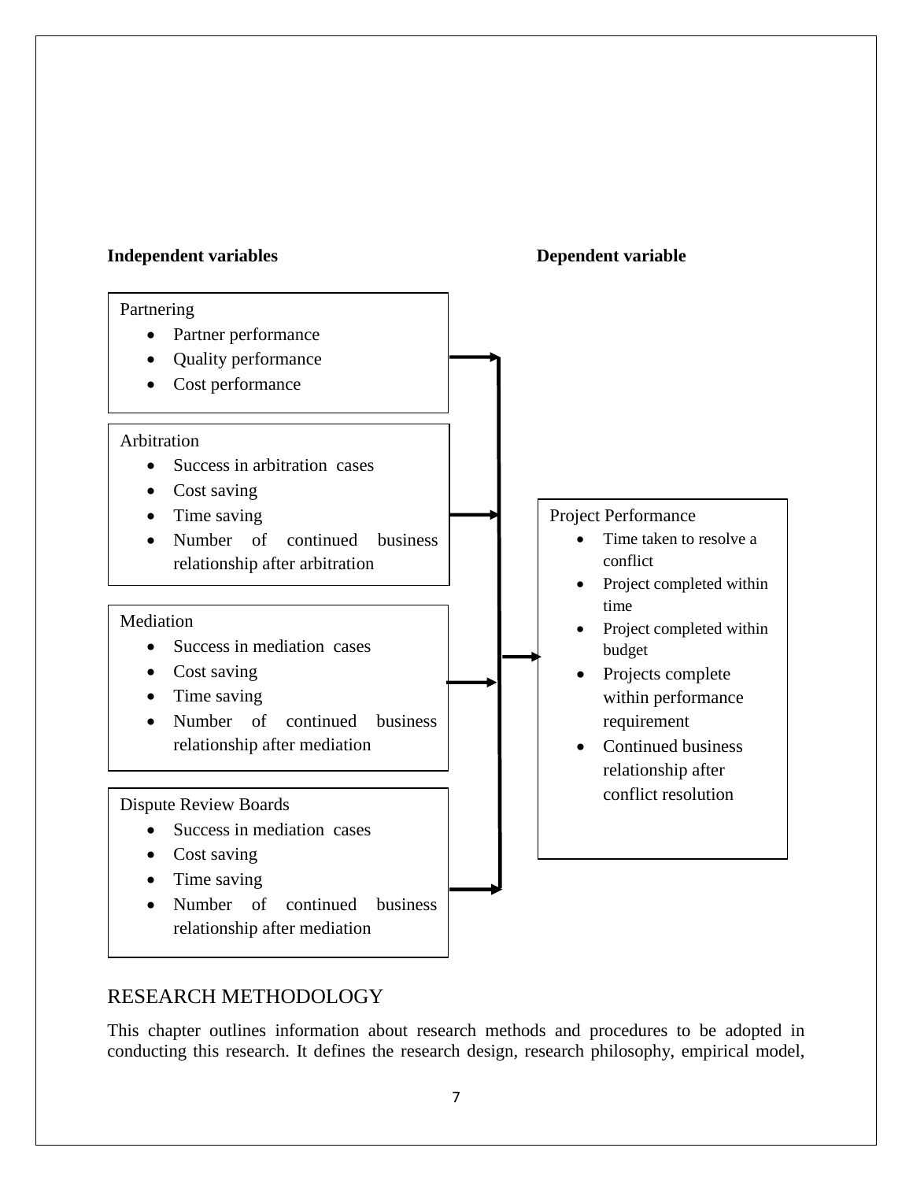**Independent variables** **Dependent variable**

Partnering

- Partner performance
- Quality performance
- Cost performance

Arbitration

- Success in arbitration cases
- Cost saving
- Time saving
- Number of continued business relationship after arbitration

Mediation

- Success in mediation cases
- Cost saving
- Time saving
- Number of continued business relationship after mediation

Dispute Review Boards

- Success in mediation cases
- Cost saving
- Time saving
- Number of continued business relationship after mediation

Project Performance

- Time taken to resolve a conflict
- Project completed within time
- Project completed within budget
- Projects complete within performance requirement
- Continued business relationship after conflict resolution

# RESEARCH METHODOLOGY

This chapter outlines information about research methods and procedures to be adopted in conducting this research. It defines the research design, research philosophy, empirical model,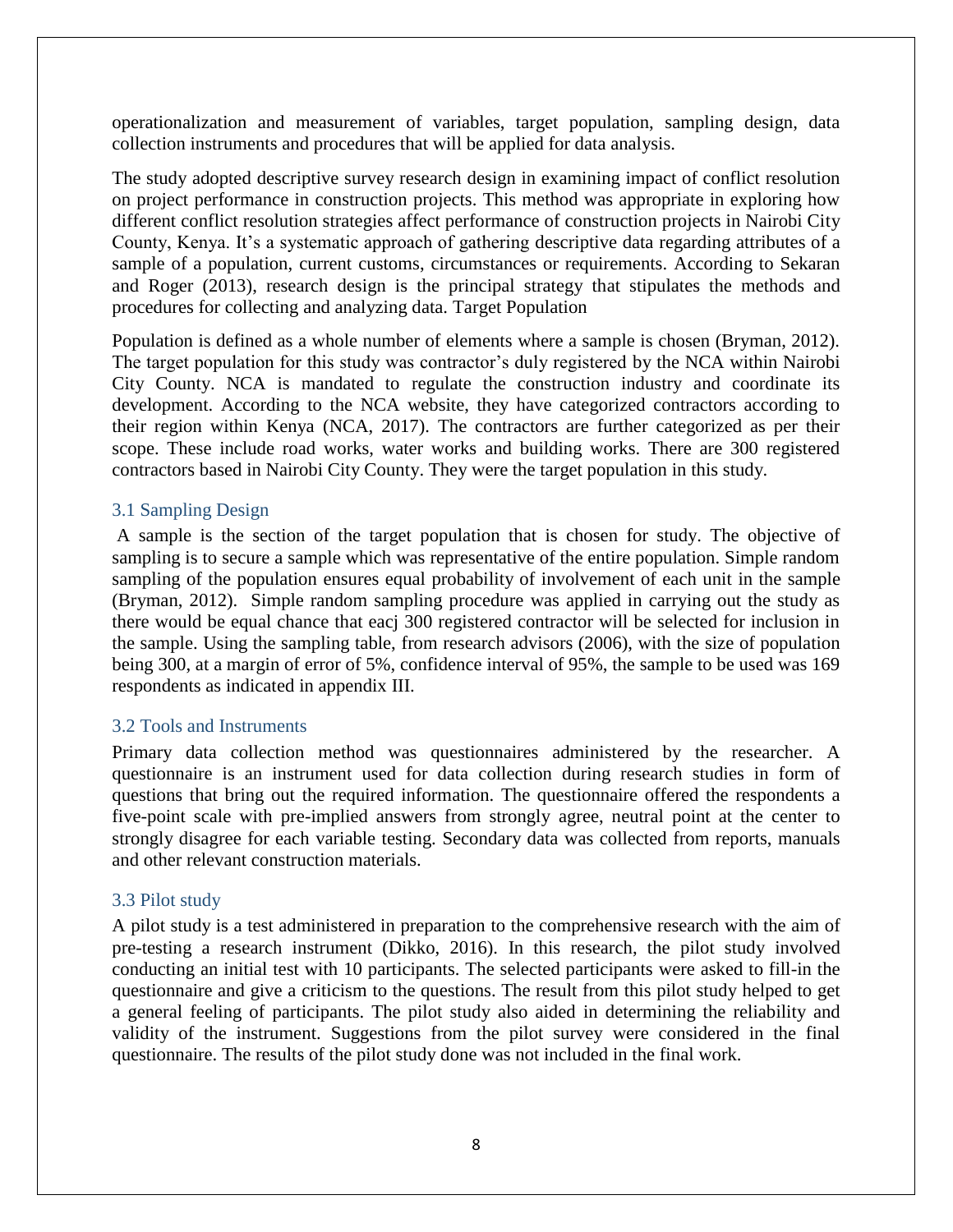operationalization and measurement of variables, target population, sampling design, data collection instruments and procedures that will be applied for data analysis.

The study adopted descriptive survey research design in examining impact of conflict resolution on project performance in construction projects. This method was appropriate in exploring how different conflict resolution strategies affect performance of construction projects in Nairobi City County, Kenya. It's a systematic approach of gathering descriptive data regarding attributes of a sample of a population, current customs, circumstances or requirements. According to Sekaran and Roger (2013), research design is the principal strategy that stipulates the methods and procedures for collecting and analyzing data. Target Population

Population is defined as a whole number of elements where a sample is chosen (Bryman, 2012). The target population for this study was contractor's duly registered by the NCA within Nairobi City County. NCA is mandated to regulate the construction industry and coordinate its development. According to the NCA website, they have categorized contractors according to their region within Kenya (NCA, 2017). The contractors are further categorized as per their scope. These include road works, water works and building works. There are 300 registered contractors based in Nairobi City County. They were the target population in this study.

## 3.1 Sampling Design

A sample is the section of the target population that is chosen for study. The objective of sampling is to secure a sample which was representative of the entire population. Simple random sampling of the population ensures equal probability of involvement of each unit in the sample (Bryman, 2012). Simple random sampling procedure was applied in carrying out the study as there would be equal chance that eacj 300 registered contractor will be selected for inclusion in the sample. Using the sampling table, from research advisors (2006), with the size of population being 300, at a margin of error of 5%, confidence interval of 95%, the sample to be used was 169 respondents as indicated in appendix III.

## 3.2 Tools and Instruments

Primary data collection method was questionnaires administered by the researcher. A questionnaire is an instrument used for data collection during research studies in form of questions that bring out the required information. The questionnaire offered the respondents a five-point scale with pre-implied answers from strongly agree, neutral point at the center to strongly disagree for each variable testing. Secondary data was collected from reports, manuals and other relevant construction materials.

## 3.3 Pilot study

A pilot study is a test administered in preparation to the comprehensive research with the aim of pre-testing a research instrument (Dikko, 2016). In this research, the pilot study involved conducting an initial test with 10 participants. The selected participants were asked to fill-in the questionnaire and give a criticism to the questions. The result from this pilot study helped to get a general feeling of participants. The pilot study also aided in determining the reliability and validity of the instrument. Suggestions from the pilot survey were considered in the final questionnaire. The results of the pilot study done was not included in the final work.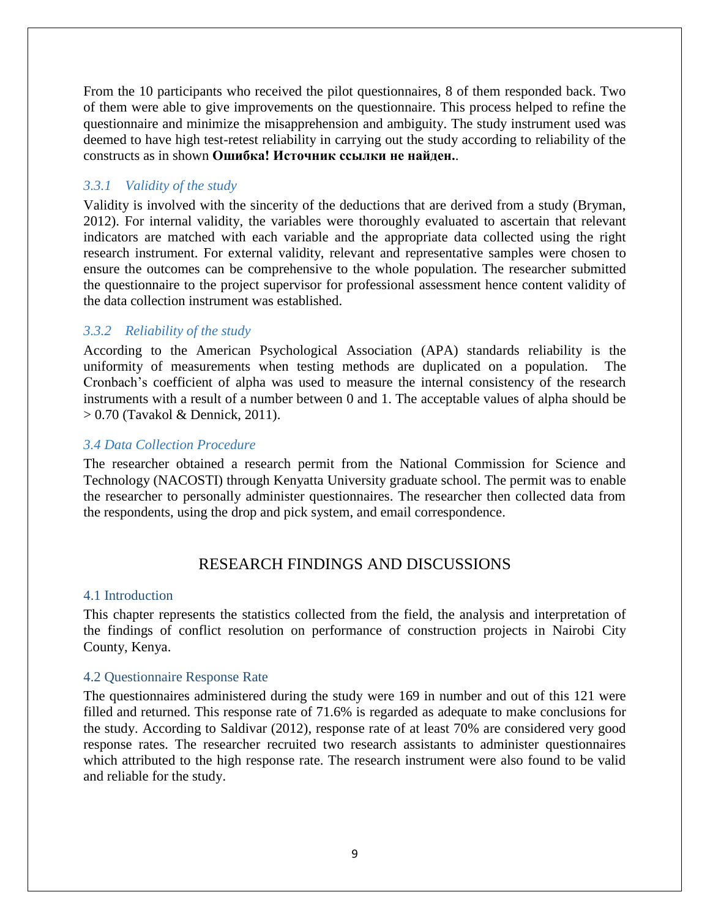From the 10 participants who received the pilot questionnaires, 8 of them responded back. Two of them were able to give improvements on the questionnaire. This process helped to refine the questionnaire and minimize the misapprehension and ambiguity. The study instrument used was deemed to have high test-retest reliability in carrying out the study according to reliability of the constructs as in shown **Ошибка! Источник ссылки не найден.**.

### *3.3.1 Validity of the study*

Validity is involved with the sincerity of the deductions that are derived from a study (Bryman, 2012). For internal validity, the variables were thoroughly evaluated to ascertain that relevant indicators are matched with each variable and the appropriate data collected using the right research instrument. For external validity, relevant and representative samples were chosen to ensure the outcomes can be comprehensive to the whole population. The researcher submitted the questionnaire to the project supervisor for professional assessment hence content validity of the data collection instrument was established.

### *3.3.2 Reliability of the study*

According to the American Psychological Association (APA) standards reliability is the uniformity of measurements when testing methods are duplicated on a population. The Cronbach's coefficient of alpha was used to measure the internal consistency of the research instruments with a result of a number between 0 and 1. The acceptable values of alpha should be > 0.70 (Tavakol & Dennick, 2011).

### *3.4 Data Collection Procedure*

The researcher obtained a research permit from the National Commission for Science and Technology (NACOSTI) through Kenyatta University graduate school. The permit was to enable the researcher to personally administer questionnaires. The researcher then collected data from the respondents, using the drop and pick system, and email correspondence.

# RESEARCH FINDINGS AND DISCUSSIONS

## 4.1 Introduction

This chapter represents the statistics collected from the field, the analysis and interpretation of the findings of conflict resolution on performance of construction projects in Nairobi City County, Kenya.

## 4.2 Questionnaire Response Rate

The questionnaires administered during the study were 169 in number and out of this 121 were filled and returned. This response rate of 71.6% is regarded as adequate to make conclusions for the study. According to Saldivar (2012), response rate of at least 70% are considered very good response rates. The researcher recruited two research assistants to administer questionnaires which attributed to the high response rate. The research instrument were also found to be valid and reliable for the study.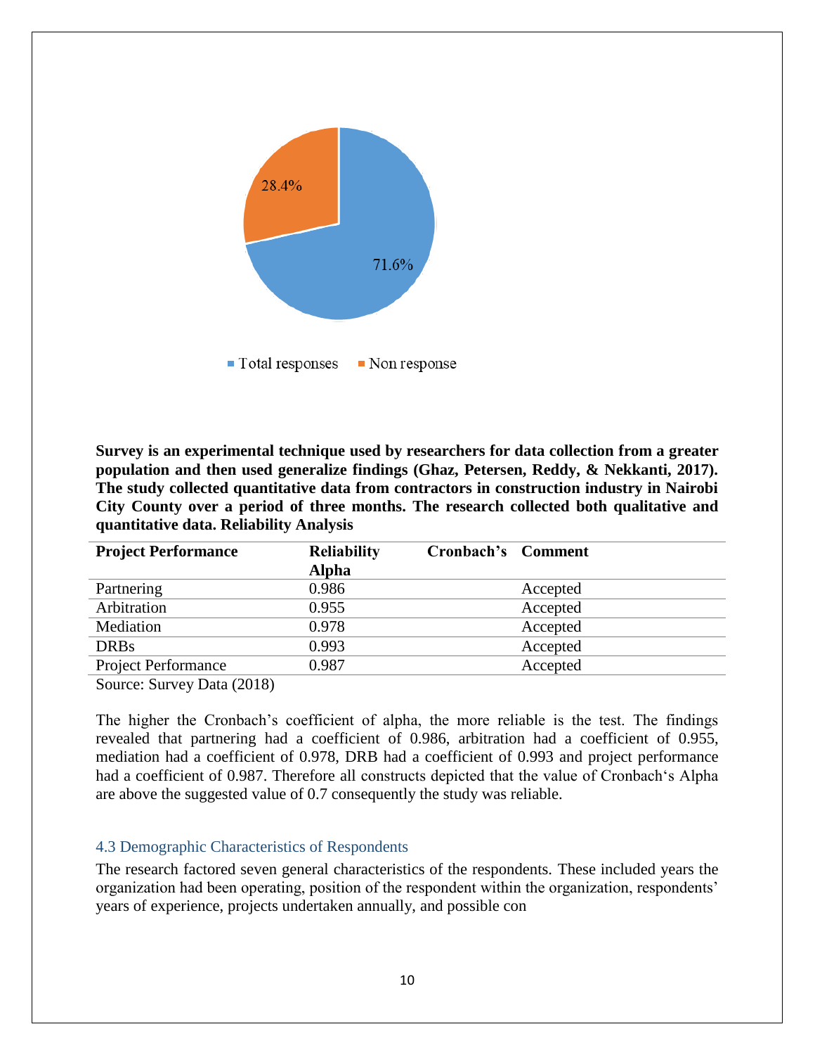28.4%

71.6%

Total responses    Non response

**Survey is an experimental technique used by researchers for data collection from a greater population and then used generalize findings (Ghaz, Petersen, Reddy, & Nekkanti, 2017). The study collected quantitative data from contractors in construction industry in Nairobi City County over a period of three months. The research collected both qualitative and quantitative data. Reliability Analysis**

| **Project Performance** | **Reliability Cronbach's Alpha** | **Comment** |
| --- | --- | --- |
| Partnering | 0.986 | Accepted |
| Arbitration | 0.955 | Accepted |
| Mediation | 0.978 | Accepted |
| DRBs | 0.993 | Accepted |
| Project Performance | 0.987 | Accepted |

Source: Survey Data (2018)

The higher the Cronbach's coefficient of alpha, the more reliable is the test. The findings revealed that partnering had a coefficient of 0.986, arbitration had a coefficient of 0.955, mediation had a coefficient of 0.978, DRB had a coefficient of 0.993 and project performance had a coefficient of 0.987. Therefore all constructs depicted that the value of Cronbach's Alpha are above the suggested value of 0.7 consequently the study was reliable.

### 4.3 Demographic Characteristics of Respondents

The research factored seven general characteristics of the respondents. These included years the organization had been operating, position of the respondent within the organization, respondents' years of experience, projects undertaken annually, and possible con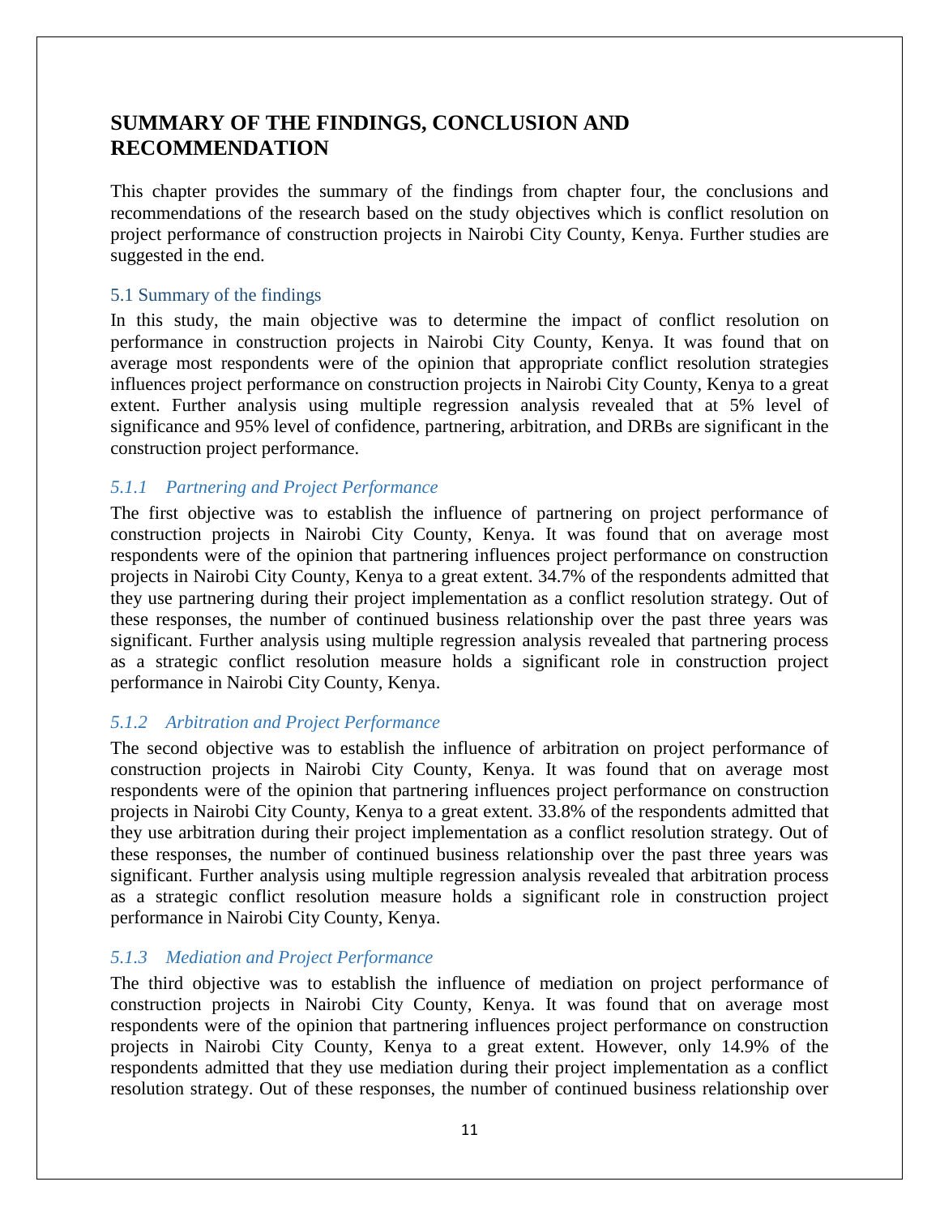# SUMMARY OF THE FINDINGS, CONCLUSION AND RECOMMENDATION

This chapter provides the summary of the findings from chapter four, the conclusions and recommendations of the research based on the study objectives which is conflict resolution on project performance of construction projects in Nairobi City County, Kenya. Further studies are suggested in the end.

## 5.1 Summary of the findings

In this study, the main objective was to determine the impact of conflict resolution on performance in construction projects in Nairobi City County, Kenya. It was found that on average most respondents were of the opinion that appropriate conflict resolution strategies influences project performance on construction projects in Nairobi City County, Kenya to a great extent. Further analysis using multiple regression analysis revealed that at 5% level of significance and 95% level of confidence, partnering, arbitration, and DRBs are significant in the construction project performance.

### *5.1.1 Partnering and Project Performance*

The first objective was to establish the influence of partnering on project performance of construction projects in Nairobi City County, Kenya. It was found that on average most respondents were of the opinion that partnering influences project performance on construction projects in Nairobi City County, Kenya to a great extent. 34.7% of the respondents admitted that they use partnering during their project implementation as a conflict resolution strategy. Out of these responses, the number of continued business relationship over the past three years was significant. Further analysis using multiple regression analysis revealed that partnering process as a strategic conflict resolution measure holds a significant role in construction project performance in Nairobi City County, Kenya.

### *5.1.2 Arbitration and Project Performance*

The second objective was to establish the influence of arbitration on project performance of construction projects in Nairobi City County, Kenya. It was found that on average most respondents were of the opinion that partnering influences project performance on construction projects in Nairobi City County, Kenya to a great extent. 33.8% of the respondents admitted that they use arbitration during their project implementation as a conflict resolution strategy. Out of these responses, the number of continued business relationship over the past three years was significant. Further analysis using multiple regression analysis revealed that arbitration process as a strategic conflict resolution measure holds a significant role in construction project performance in Nairobi City County, Kenya.

### *5.1.3 Mediation and Project Performance*

The third objective was to establish the influence of mediation on project performance of construction projects in Nairobi City County, Kenya. It was found that on average most respondents were of the opinion that partnering influences project performance on construction projects in Nairobi City County, Kenya to a great extent. However, only 14.9% of the respondents admitted that they use mediation during their project implementation as a conflict resolution strategy. Out of these responses, the number of continued business relationship over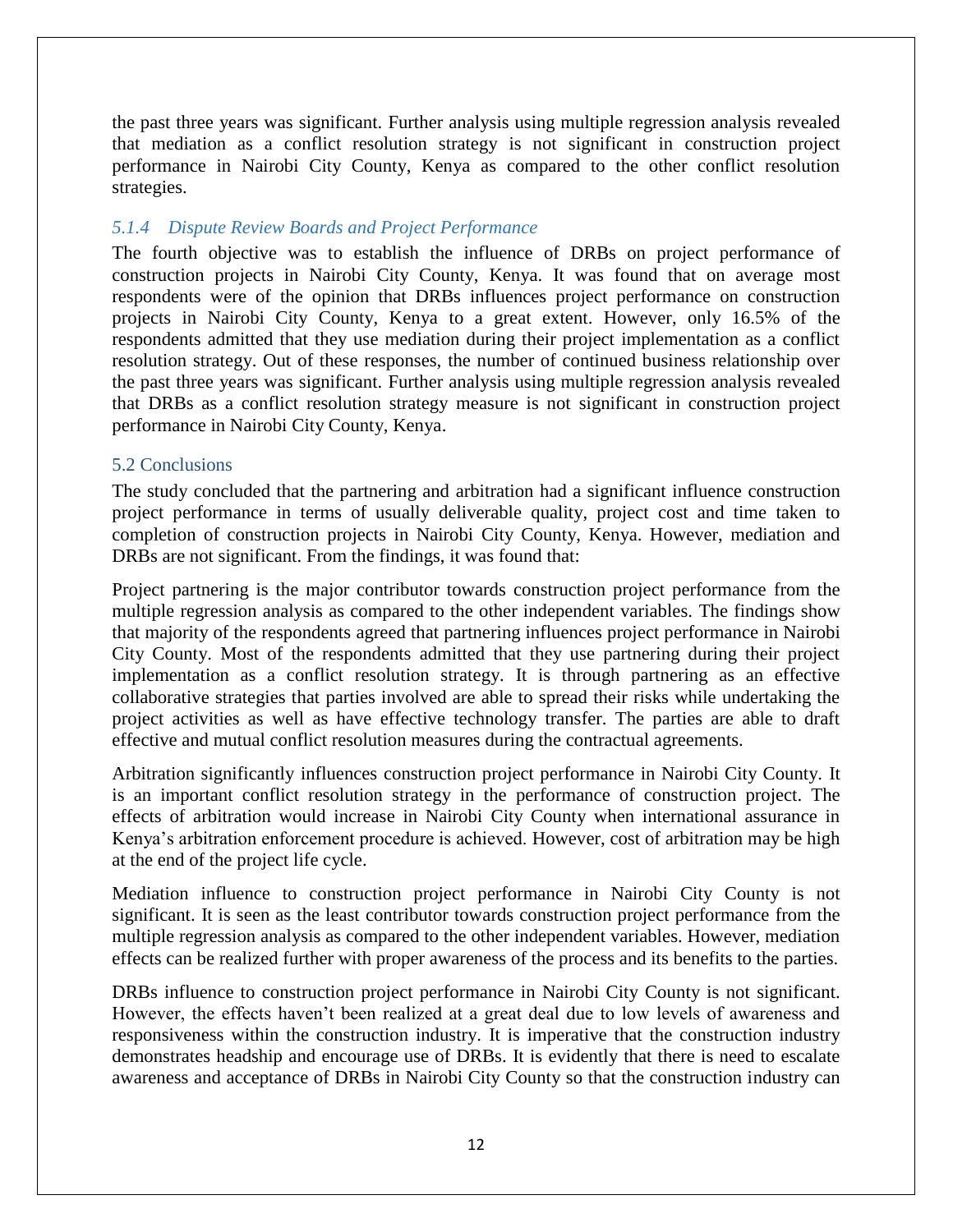the past three years was significant. Further analysis using multiple regression analysis revealed that mediation as a conflict resolution strategy is not significant in construction project performance in Nairobi City County, Kenya as compared to the other conflict resolution strategies.

### *5.1.4 Dispute Review Boards and Project Performance*

The fourth objective was to establish the influence of DRBs on project performance of construction projects in Nairobi City County, Kenya. It was found that on average most respondents were of the opinion that DRBs influences project performance on construction projects in Nairobi City County, Kenya to a great extent. However, only 16.5% of the respondents admitted that they use mediation during their project implementation as a conflict resolution strategy. Out of these responses, the number of continued business relationship over the past three years was significant. Further analysis using multiple regression analysis revealed that DRBs as a conflict resolution strategy measure is not significant in construction project performance in Nairobi City County, Kenya.

## 5.2 Conclusions

The study concluded that the partnering and arbitration had a significant influence construction project performance in terms of usually deliverable quality, project cost and time taken to completion of construction projects in Nairobi City County, Kenya. However, mediation and DRBs are not significant. From the findings, it was found that:

Project partnering is the major contributor towards construction project performance from the multiple regression analysis as compared to the other independent variables. The findings show that majority of the respondents agreed that partnering influences project performance in Nairobi City County. Most of the respondents admitted that they use partnering during their project implementation as a conflict resolution strategy. It is through partnering as an effective collaborative strategies that parties involved are able to spread their risks while undertaking the project activities as well as have effective technology transfer. The parties are able to draft effective and mutual conflict resolution measures during the contractual agreements.

Arbitration significantly influences construction project performance in Nairobi City County. It is an important conflict resolution strategy in the performance of construction project. The effects of arbitration would increase in Nairobi City County when international assurance in Kenya's arbitration enforcement procedure is achieved. However, cost of arbitration may be high at the end of the project life cycle.

Mediation influence to construction project performance in Nairobi City County is not significant. It is seen as the least contributor towards construction project performance from the multiple regression analysis as compared to the other independent variables. However, mediation effects can be realized further with proper awareness of the process and its benefits to the parties.

DRBs influence to construction project performance in Nairobi City County is not significant. However, the effects haven't been realized at a great deal due to low levels of awareness and responsiveness within the construction industry. It is imperative that the construction industry demonstrates headship and encourage use of DRBs. It is evidently that there is need to escalate awareness and acceptance of DRBs in Nairobi City County so that the construction industry can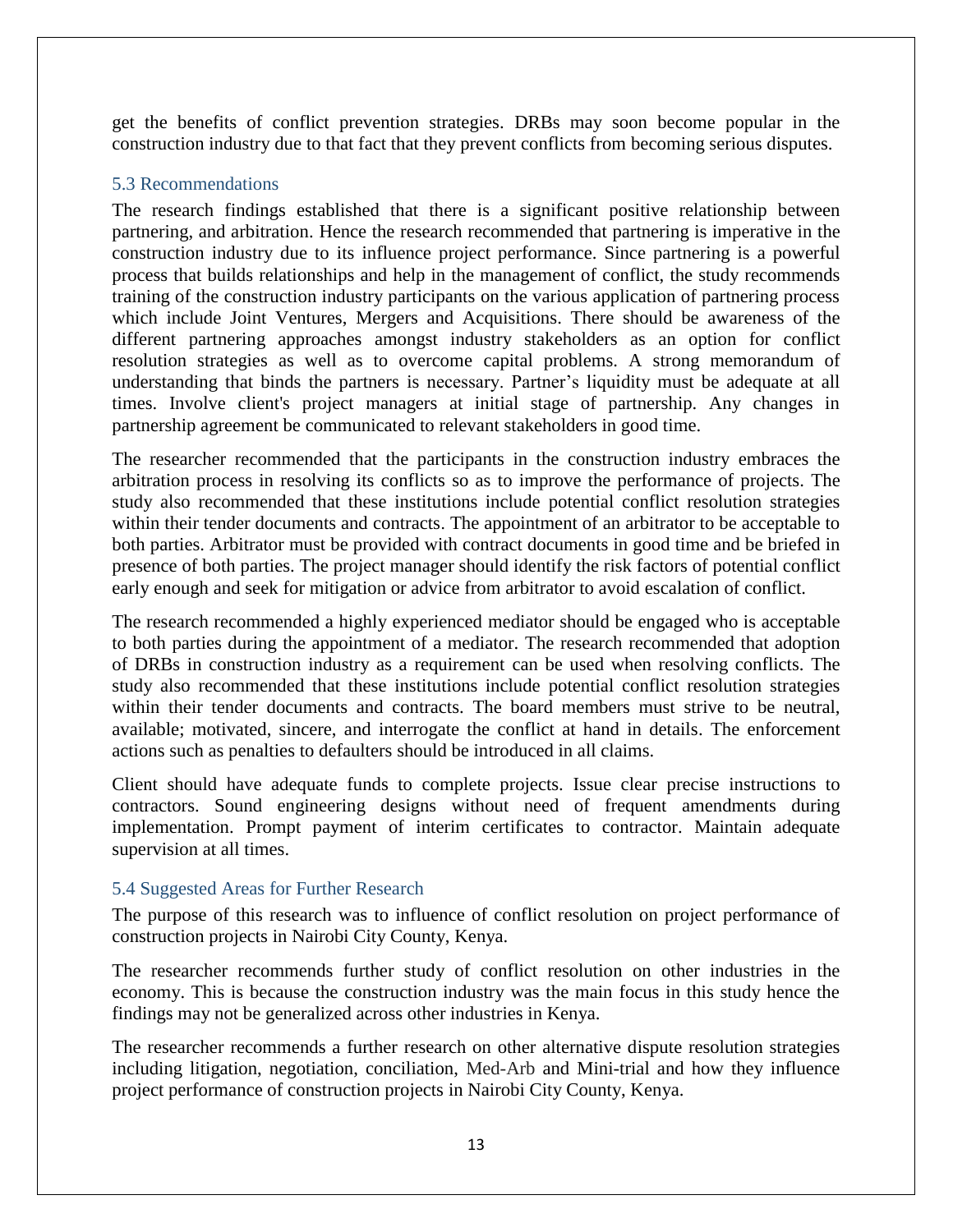get the benefits of conflict prevention strategies. DRBs may soon become popular in the construction industry due to that fact that they prevent conflicts from becoming serious disputes.

## 5.3 Recommendations

The research findings established that there is a significant positive relationship between partnering, and arbitration. Hence the research recommended that partnering is imperative in the construction industry due to its influence project performance. Since partnering is a powerful process that builds relationships and help in the management of conflict, the study recommends training of the construction industry participants on the various application of partnering process which include Joint Ventures, Mergers and Acquisitions. There should be awareness of the different partnering approaches amongst industry stakeholders as an option for conflict resolution strategies as well as to overcome capital problems. A strong memorandum of understanding that binds the partners is necessary. Partner's liquidity must be adequate at all times. Involve client's project managers at initial stage of partnership. Any changes in partnership agreement be communicated to relevant stakeholders in good time.

The researcher recommended that the participants in the construction industry embraces the arbitration process in resolving its conflicts so as to improve the performance of projects. The study also recommended that these institutions include potential conflict resolution strategies within their tender documents and contracts. The appointment of an arbitrator to be acceptable to both parties. Arbitrator must be provided with contract documents in good time and be briefed in presence of both parties. The project manager should identify the risk factors of potential conflict early enough and seek for mitigation or advice from arbitrator to avoid escalation of conflict.

The research recommended a highly experienced mediator should be engaged who is acceptable to both parties during the appointment of a mediator. The research recommended that adoption of DRBs in construction industry as a requirement can be used when resolving conflicts. The study also recommended that these institutions include potential conflict resolution strategies within their tender documents and contracts. The board members must strive to be neutral, available; motivated, sincere, and interrogate the conflict at hand in details. The enforcement actions such as penalties to defaulters should be introduced in all claims.

Client should have adequate funds to complete projects. Issue clear precise instructions to contractors. Sound engineering designs without need of frequent amendments during implementation. Prompt payment of interim certificates to contractor. Maintain adequate supervision at all times.

## 5.4 Suggested Areas for Further Research

The purpose of this research was to influence of conflict resolution on project performance of construction projects in Nairobi City County, Kenya.

The researcher recommends further study of conflict resolution on other industries in the economy. This is because the construction industry was the main focus in this study hence the findings may not be generalized across other industries in Kenya.

The researcher recommends a further research on other alternative dispute resolution strategies including litigation, negotiation, conciliation, Med-Arb and Mini-trial and how they influence project performance of construction projects in Nairobi City County, Kenya.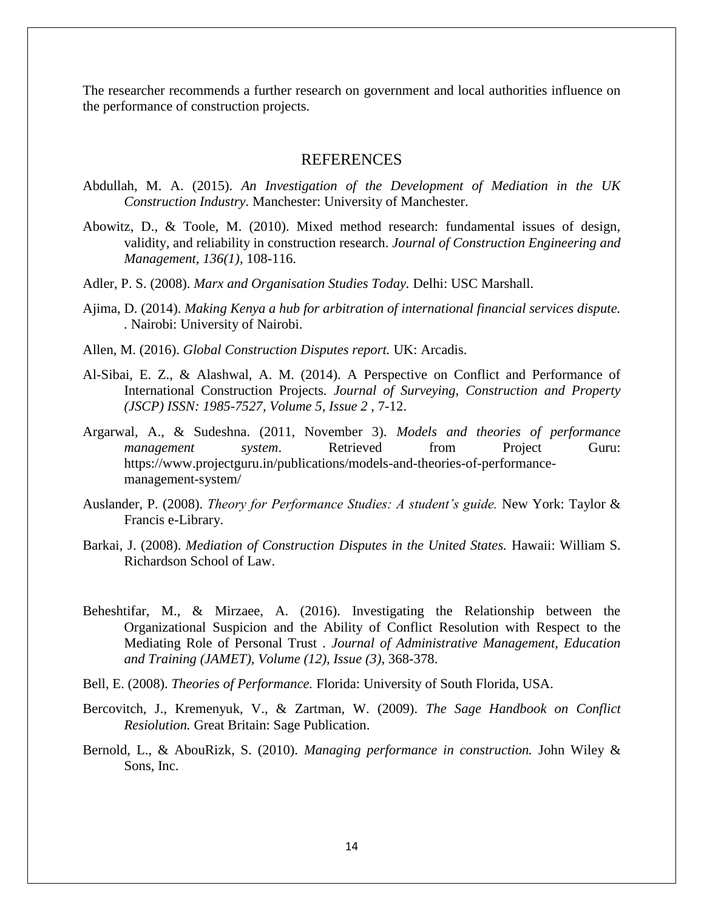The researcher recommends a further research on government and local authorities influence on the performance of construction projects.

# REFERENCES

Abdullah, M. A. (2015). *An Investigation of the Development of Mediation in the UK Construction Industry.* Manchester: University of Manchester.

Abowitz, D., & Toole, M. (2010). Mixed method research: fundamental issues of design, validity, and reliability in construction research. *Journal of Construction Engineering and Management, 136(1)*, 108-116.

Adler, P. S. (2008). *Marx and Organisation Studies Today.* Delhi: USC Marshall.

Ajima, D. (2014). *Making Kenya a hub for arbitration of international financial services dispute.* . Nairobi: University of Nairobi.

Allen, M. (2016). *Global Construction Disputes report.* UK: Arcadis.

Al-Sibai, E. Z., & Alashwal, A. M. (2014). A Perspective on Conflict and Performance of International Construction Projects. *Journal of Surveying, Construction and Property (JSCP) ISSN: 1985-7527, Volume 5, Issue 2* , 7-12.

Argarwal, A., & Sudeshna. (2011, November 3). *Models and theories of performance management system*. Retrieved from Project Guru: https://www.projectguru.in/publications/models-and-theories-of-performance-management-system/

Auslander, P. (2008). *Theory for Performance Studies: A student's guide.* New York: Taylor & Francis e-Library.

Barkai, J. (2008). *Mediation of Construction Disputes in the United States.* Hawaii: William S. Richardson School of Law.

Beheshtifar, M., & Mirzaee, A. (2016). Investigating the Relationship between the Organizational Suspicion and the Ability of Conflict Resolution with Respect to the Mediating Role of Personal Trust . *Journal of Administrative Management, Education and Training (JAMET), Volume (12), Issue (3)*, 368-378.

Bell, E. (2008). *Theories of Performance.* Florida: University of South Florida, USA.

Bercovitch, J., Kremenyuk, V., & Zartman, W. (2009). *The Sage Handbook on Conflict Resiolution.* Great Britain: Sage Publication.

Bernold, L., & AbouRizk, S. (2010). *Managing performance in construction.* John Wiley & Sons, Inc.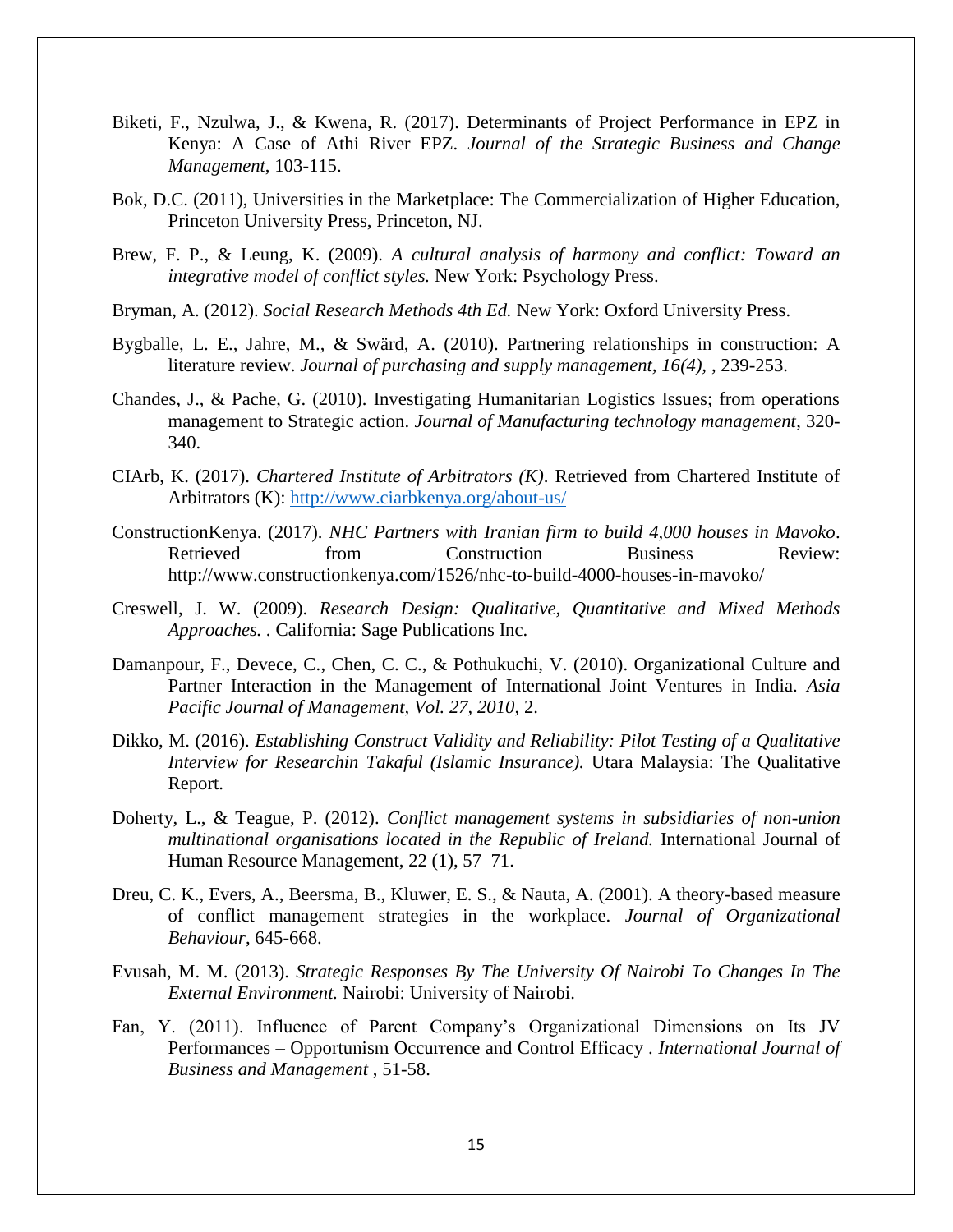Biketi, F., Nzulwa, J., & Kwena, R. (2017). Determinants of Project Performance in EPZ in Kenya: A Case of Athi River EPZ. *Journal of the Strategic Business and Change Management*, 103-115.

Bok, D.C. (2011), Universities in the Marketplace: The Commercialization of Higher Education, Princeton University Press, Princeton, NJ.

Brew, F. P., & Leung, K. (2009). *A cultural analysis of harmony and conflict: Toward an integrative model of conflict styles.* New York: Psychology Press.

Bryman, A. (2012). *Social Research Methods 4th Ed.* New York: Oxford University Press.

Bygballe, L. E., Jahre, M., & Swärd, A. (2010). Partnering relationships in construction: A literature review. *Journal of purchasing and supply management, 16(4),* , 239-253.

Chandes, J., & Pache, G. (2010). Investigating Humanitarian Logistics Issues; from operations management to Strategic action. *Journal of Manufacturing technology management*, 320-340.

CIArb, K. (2017). *Chartered Institute of Arbitrators (K)*. Retrieved from Chartered Institute of Arbitrators (K): http://www.ciarbkenya.org/about-us/

ConstructionKenya. (2017). *NHC Partners with Iranian firm to build 4,000 houses in Mavoko*. Retrieved from Construction Business Review: http://www.constructionkenya.com/1526/nhc-to-build-4000-houses-in-mavoko/

Creswell, J. W. (2009). *Research Design: Qualitative, Quantitative and Mixed Methods Approaches.* . California: Sage Publications Inc.

Damanpour, F., Devece, C., Chen, C. C., & Pothukuchi, V. (2010). Organizational Culture and Partner Interaction in the Management of International Joint Ventures in India. *Asia Pacific Journal of Management, Vol. 27, 2010*, 2.

Dikko, M. (2016). *Establishing Construct Validity and Reliability: Pilot Testing of a Qualitative Interview for Researchin Takaful (Islamic Insurance).* Utara Malaysia: The Qualitative Report.

Doherty, L., & Teague, P. (2012). *Conflict management systems in subsidiaries of non-union multinational organisations located in the Republic of Ireland.* International Journal of Human Resource Management, 22 (1), 57–71.

Dreu, C. K., Evers, A., Beersma, B., Kluwer, E. S., & Nauta, A. (2001). A theory-based measure of conflict management strategies in the workplace. *Journal of Organizational Behaviour*, 645-668.

Evusah, M. M. (2013). *Strategic Responses By The University Of Nairobi To Changes In The External Environment.* Nairobi: University of Nairobi.

Fan, Y. (2011). Influence of Parent Company's Organizational Dimensions on Its JV Performances – Opportunism Occurrence and Control Efficacy . *International Journal of Business and Management* , 51-58.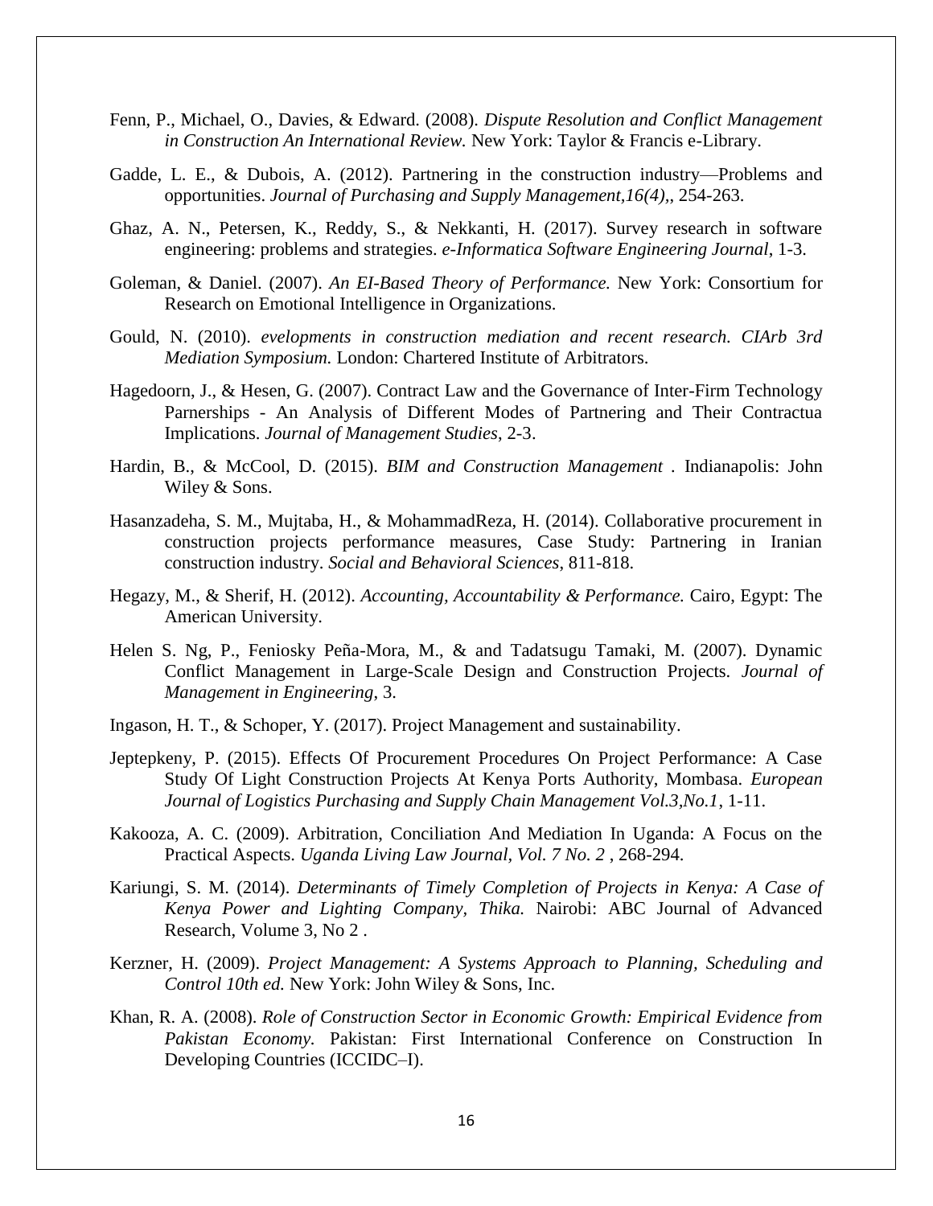Fenn, P., Michael, O., Davies, & Edward. (2008). *Dispute Resolution and Conflict Management in Construction An International Review.* New York: Taylor & Francis e-Library.

Gadde, L. E., & Dubois, A. (2012). Partnering in the construction industry—Problems and opportunities. *Journal of Purchasing and Supply Management,16(4),*, 254-263.

Ghaz, A. N., Petersen, K., Reddy, S., & Nekkanti, H. (2017). Survey research in software engineering: problems and strategies. *e-Informatica Software Engineering Journal*, 1-3.

Goleman, & Daniel. (2007). *An EI-Based Theory of Performance.* New York: Consortium for Research on Emotional Intelligence in Organizations.

Gould, N. (2010). *evelopments in construction mediation and recent research. CIArb 3rd Mediation Symposium.* London: Chartered Institute of Arbitrators.

Hagedoorn, J., & Hesen, G. (2007). Contract Law and the Governance of Inter-Firm Technology Parnerships - An Analysis of Different Modes of Partnering and Their Contractua Implications. *Journal of Management Studies*, 2-3.

Hardin, B., & McCool, D. (2015). *BIM and Construction Management* . Indianapolis: John Wiley & Sons.

Hasanzadeha, S. M., Mujtaba, H., & MohammadReza, H. (2014). Collaborative procurement in construction projects performance measures, Case Study: Partnering in Iranian construction industry. *Social and Behavioral Sciences*, 811-818.

Hegazy, M., & Sherif, H. (2012). *Accounting, Accountability & Performance.* Cairo, Egypt: The American University.

Helen S. Ng, P., Feniosky Peña-Mora, M., & and Tadatsugu Tamaki, M. (2007). Dynamic Conflict Management in Large-Scale Design and Construction Projects. *Journal of Management in Engineering*, 3.

Ingason, H. T., & Schoper, Y. (2017). Project Management and sustainability.

Jeptepkeny, P. (2015). Effects Of Procurement Procedures On Project Performance: A Case Study Of Light Construction Projects At Kenya Ports Authority, Mombasa. *European Journal of Logistics Purchasing and Supply Chain Management Vol.3,No.1*, 1-11.

Kakooza, A. C. (2009). Arbitration, Conciliation And Mediation In Uganda: A Focus on the Practical Aspects. *Uganda Living Law Journal, Vol. 7 No. 2* , 268-294.

Kariungi, S. M. (2014). *Determinants of Timely Completion of Projects in Kenya: A Case of Kenya Power and Lighting Company, Thika.* Nairobi: ABC Journal of Advanced Research, Volume 3, No 2 .

Kerzner, H. (2009). *Project Management: A Systems Approach to Planning, Scheduling and Control 10th ed.* New York: John Wiley & Sons, Inc.

Khan, R. A. (2008). *Role of Construction Sector in Economic Growth: Empirical Evidence from Pakistan Economy.* Pakistan: First International Conference on Construction In Developing Countries (ICCIDC–I).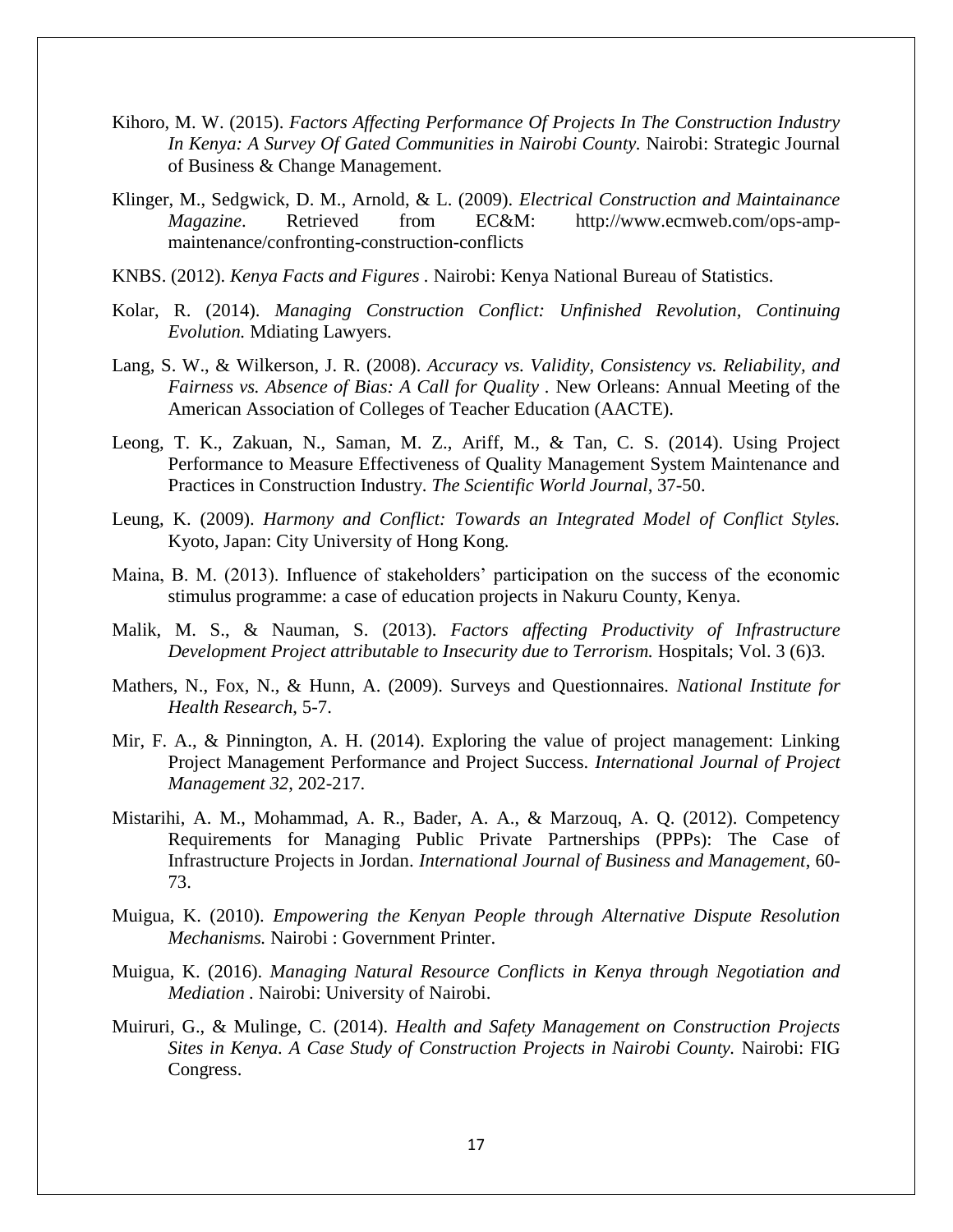Kihoro, M. W. (2015). *Factors Affecting Performance Of Projects In The Construction Industry In Kenya: A Survey Of Gated Communities in Nairobi County.* Nairobi: Strategic Journal of Business & Change Management.

Klinger, M., Sedgwick, D. M., Arnold, & L. (2009). *Electrical Construction and Maintainance Magazine*. Retrieved from EC&M: http://www.ecmweb.com/ops-amp-maintenance/confronting-construction-conflicts

KNBS. (2012). *Kenya Facts and Figures* . Nairobi: Kenya National Bureau of Statistics.

Kolar, R. (2014). *Managing Construction Conflict: Unfinished Revolution, Continuing Evolution.* Mdiating Lawyers.

Lang, S. W., & Wilkerson, J. R. (2008). *Accuracy vs. Validity, Consistency vs. Reliability, and Fairness vs. Absence of Bias: A Call for Quality* . New Orleans: Annual Meeting of the American Association of Colleges of Teacher Education (AACTE).

Leong, T. K., Zakuan, N., Saman, M. Z., Ariff, M., & Tan, C. S. (2014). Using Project Performance to Measure Effectiveness of Quality Management System Maintenance and Practices in Construction Industry. *The Scientific World Journal*, 37-50.

Leung, K. (2009). *Harmony and Conflict: Towards an Integrated Model of Conflict Styles.* Kyoto, Japan: City University of Hong Kong.

Maina, B. M. (2013). Influence of stakeholders' participation on the success of the economic stimulus programme: a case of education projects in Nakuru County, Kenya.

Malik, M. S., & Nauman, S. (2013). *Factors affecting Productivity of Infrastructure Development Project attributable to Insecurity due to Terrorism.* Hospitals; Vol. 3 (6)3.

Mathers, N., Fox, N., & Hunn, A. (2009). Surveys and Questionnaires. *National Institute for Health Research*, 5-7.

Mir, F. A., & Pinnington, A. H. (2014). Exploring the value of project management: Linking Project Management Performance and Project Success. *International Journal of Project Management 32*, 202-217.

Mistarihi, A. M., Mohammad, A. R., Bader, A. A., & Marzouq, A. Q. (2012). Competency Requirements for Managing Public Private Partnerships (PPPs): The Case of Infrastructure Projects in Jordan. *International Journal of Business and Management*, 60-73.

Muigua, K. (2010). *Empowering the Kenyan People through Alternative Dispute Resolution Mechanisms.* Nairobi : Government Printer.

Muigua, K. (2016). *Managing Natural Resource Conflicts in Kenya through Negotiation and Mediation* . Nairobi: University of Nairobi.

Muiruri, G., & Mulinge, C. (2014). *Health and Safety Management on Construction Projects Sites in Kenya. A Case Study of Construction Projects in Nairobi County.* Nairobi: FIG Congress.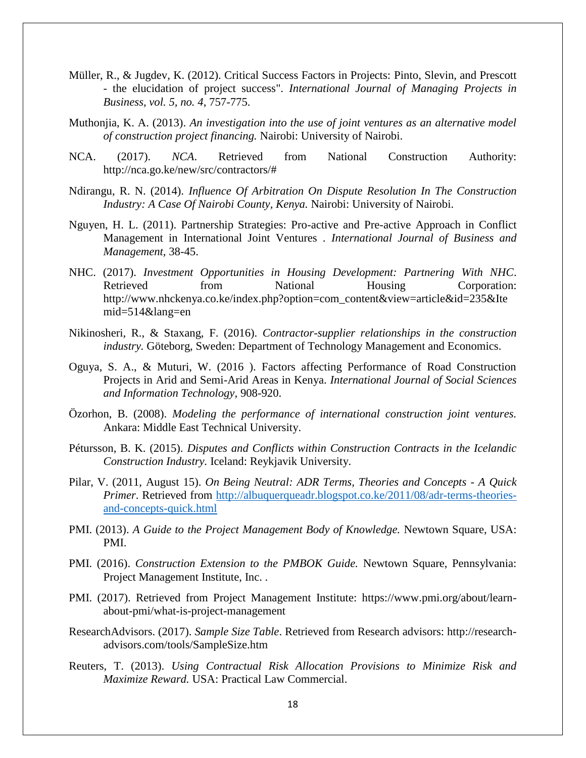Müller, R., & Jugdev, K. (2012). Critical Success Factors in Projects: Pinto, Slevin, and Prescott - the elucidation of project success". *International Journal of Managing Projects in Business, vol. 5, no. 4*, 757-775.

Muthonjia, K. A. (2013). *An investigation into the use of joint ventures as an alternative model of construction project financing.* Nairobi: University of Nairobi.

NCA. (2017). *NCA*. Retrieved from National Construction Authority: http://nca.go.ke/new/src/contractors/#

Ndirangu, R. N. (2014). *Influence Of Arbitration On Dispute Resolution In The Construction Industry: A Case Of Nairobi County, Kenya.* Nairobi: University of Nairobi.

Nguyen, H. L. (2011). Partnership Strategies: Pro-active and Pre-active Approach in Conflict Management in International Joint Ventures . *International Journal of Business and Management*, 38-45.

NHC. (2017). *Investment Opportunities in Housing Development: Partnering With NHC*. Retrieved from National Housing Corporation: http://www.nhckenya.co.ke/index.php?option=com_content&view=article&id=235&Itemid=514&lang=en

Nikinosheri, R., & Staxang, F. (2016). *Contractor-supplier relationships in the construction industry.* Göteborg, Sweden: Department of Technology Management and Economics.

Oguya, S. A., & Muturi, W. (2016 ). Factors affecting Performance of Road Construction Projects in Arid and Semi-Arid Areas in Kenya. *International Journal of Social Sciences and Information Technology*, 908-920.

Özorhon, B. (2008). *Modeling the performance of international construction joint ventures.* Ankara: Middle East Technical University.

Pétursson, B. K. (2015). *Disputes and Conflicts within Construction Contracts in the Icelandic Construction Industry.* Iceland: Reykjavik University.

Pilar, V. (2011, August 15). *On Being Neutral: ADR Terms, Theories and Concepts - A Quick Primer*. Retrieved from http://albuquerqueadr.blogspot.co.ke/2011/08/adr-terms-theories-and-concepts-quick.html

PMI. (2013). *A Guide to the Project Management Body of Knowledge.* Newtown Square, USA: PMI.

PMI. (2016). *Construction Extension to the PMBOK Guide.* Newtown Square, Pennsylvania: Project Management Institute, Inc. .

PMI. (2017). Retrieved from Project Management Institute: https://www.pmi.org/about/learn-about-pmi/what-is-project-management

ResearchAdvisors. (2017). *Sample Size Table*. Retrieved from Research advisors: http://research-advisors.com/tools/SampleSize.htm

Reuters, T. (2013). *Using Contractual Risk Allocation Provisions to Minimize Risk and Maximize Reward.* USA: Practical Law Commercial.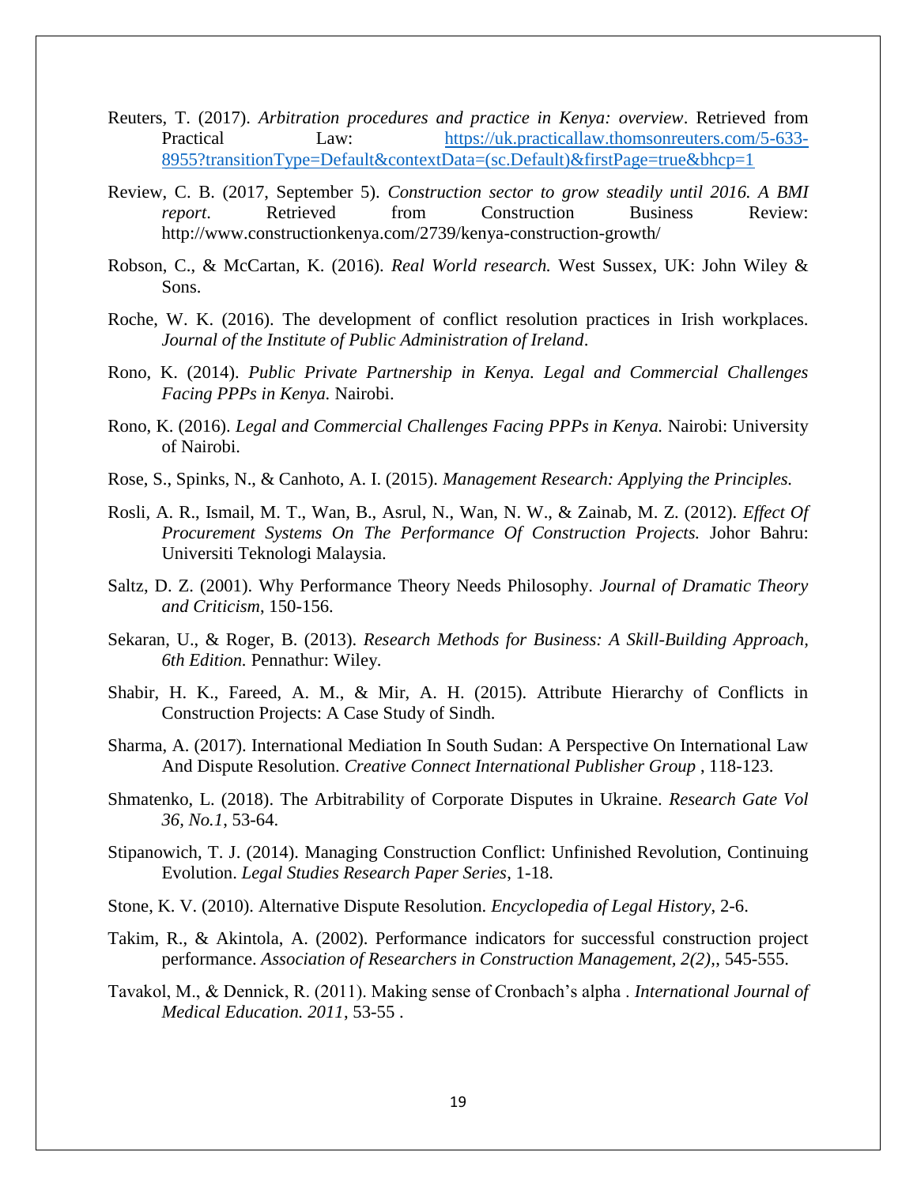Reuters, T. (2017). *Arbitration procedures and practice in Kenya: overview*. Retrieved from Practical Law: https://uk.practicallaw.thomsonreuters.com/5-633-8955?transitionType=Default&contextData=(sc.Default)&firstPage=true&bhcp=1

Review, C. B. (2017, September 5). *Construction sector to grow steadily until 2016. A BMI report*. Retrieved from Construction Business Review: http://www.constructionkenya.com/2739/kenya-construction-growth/

Robson, C., & McCartan, K. (2016). *Real World research.* West Sussex, UK: John Wiley & Sons.

Roche, W. K. (2016). The development of conflict resolution practices in Irish workplaces. *Journal of the Institute of Public Administration of Ireland*.

Rono, K. (2014). *Public Private Partnership in Kenya. Legal and Commercial Challenges Facing PPPs in Kenya.* Nairobi.

Rono, K. (2016). *Legal and Commercial Challenges Facing PPPs in Kenya.* Nairobi: University of Nairobi.

Rose, S., Spinks, N., & Canhoto, A. I. (2015). *Management Research: Applying the Principles.*

Rosli, A. R., Ismail, M. T., Wan, B., Asrul, N., Wan, N. W., & Zainab, M. Z. (2012). *Effect Of Procurement Systems On The Performance Of Construction Projects.* Johor Bahru: Universiti Teknologi Malaysia.

Saltz, D. Z. (2001). Why Performance Theory Needs Philosophy. *Journal of Dramatic Theory and Criticism*, 150-156.

Sekaran, U., & Roger, B. (2013). *Research Methods for Business: A Skill-Building Approach, 6th Edition.* Pennathur: Wiley.

Shabir, H. K., Fareed, A. M., & Mir, A. H. (2015). Attribute Hierarchy of Conflicts in Construction Projects: A Case Study of Sindh.

Sharma, A. (2017). International Mediation In South Sudan: A Perspective On International Law And Dispute Resolution. *Creative Connect International Publisher Group* , 118-123.

Shmatenko, L. (2018). The Arbitrability of Corporate Disputes in Ukraine. *Research Gate Vol 36, No.1*, 53-64.

Stipanowich, T. J. (2014). Managing Construction Conflict: Unfinished Revolution, Continuing Evolution. *Legal Studies Research Paper Series*, 1-18.

Stone, K. V. (2010). Alternative Dispute Resolution. *Encyclopedia of Legal History*, 2-6.

Takim, R., & Akintola, A. (2002). Performance indicators for successful construction project performance. *Association of Researchers in Construction Management, 2(2)*,, 545-555.

Tavakol, M., & Dennick, R. (2011). Making sense of Cronbach's alpha . *International Journal of Medical Education. 2011*, 53-55 .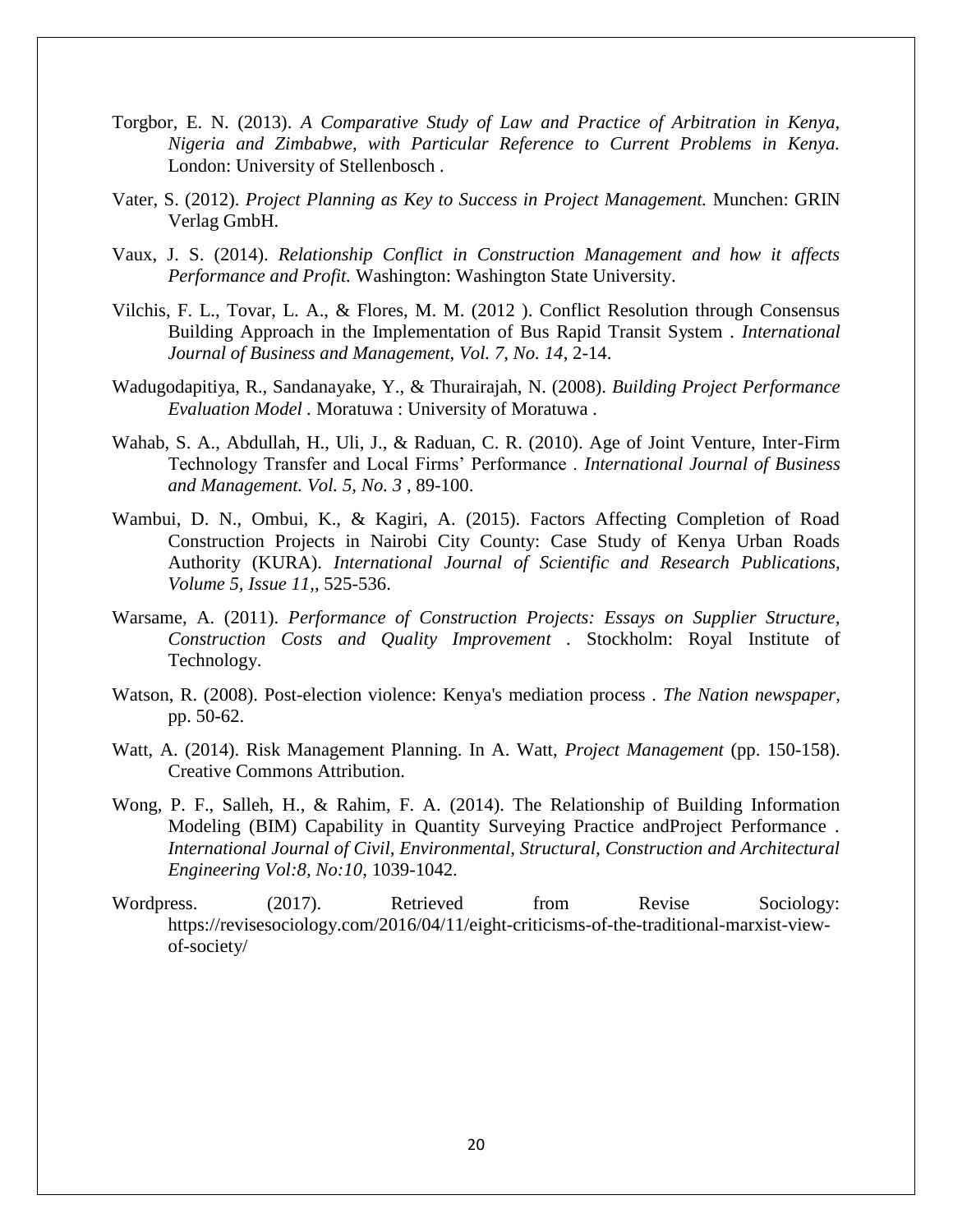Torgbor, E. N. (2013). *A Comparative Study of Law and Practice of Arbitration in Kenya, Nigeria and Zimbabwe, with Particular Reference to Current Problems in Kenya.* London: University of Stellenbosch .

Vater, S. (2012). *Project Planning as Key to Success in Project Management.* Munchen: GRIN Verlag GmbH.

Vaux, J. S. (2014). *Relationship Conflict in Construction Management and how it affects Performance and Profit.* Washington: Washington State University.

Vilchis, F. L., Tovar, L. A., & Flores, M. M. (2012 ). Conflict Resolution through Consensus Building Approach in the Implementation of Bus Rapid Transit System . *International Journal of Business and Management, Vol. 7, No. 14*, 2-14.

Wadugodapitiya, R., Sandanayake, Y., & Thurairajah, N. (2008). *Building Project Performance Evaluation Model* . Moratuwa : University of Moratuwa .

Wahab, S. A., Abdullah, H., Uli, J., & Raduan, C. R. (2010). Age of Joint Venture, Inter-Firm Technology Transfer and Local Firms' Performance . *International Journal of Business and Management. Vol. 5, No. 3* , 89-100.

Wambui, D. N., Ombui, K., & Kagiri, A. (2015). Factors Affecting Completion of Road Construction Projects in Nairobi City County: Case Study of Kenya Urban Roads Authority (KURA). *International Journal of Scientific and Research Publications, Volume 5, Issue 11,*, 525-536.

Warsame, A. (2011). *Performance of Construction Projects: Essays on Supplier Structure, Construction Costs and Quality Improvement* . Stockholm: Royal Institute of Technology.

Watson, R. (2008). Post-election violence: Kenya's mediation process . *The Nation newspaper*, pp. 50-62.

Watt, A. (2014). Risk Management Planning. In A. Watt, *Project Management* (pp. 150-158). Creative Commons Attribution.

Wong, P. F., Salleh, H., & Rahim, F. A. (2014). The Relationship of Building Information Modeling (BIM) Capability in Quantity Surveying Practice andProject Performance . *International Journal of Civil, Environmental, Structural, Construction and Architectural Engineering Vol:8, No:10*, 1039-1042.

Wordpress. (2017). Retrieved from Revise Sociology: https://revisesociology.com/2016/04/11/eight-criticisms-of-the-traditional-marxist-view-of-society/